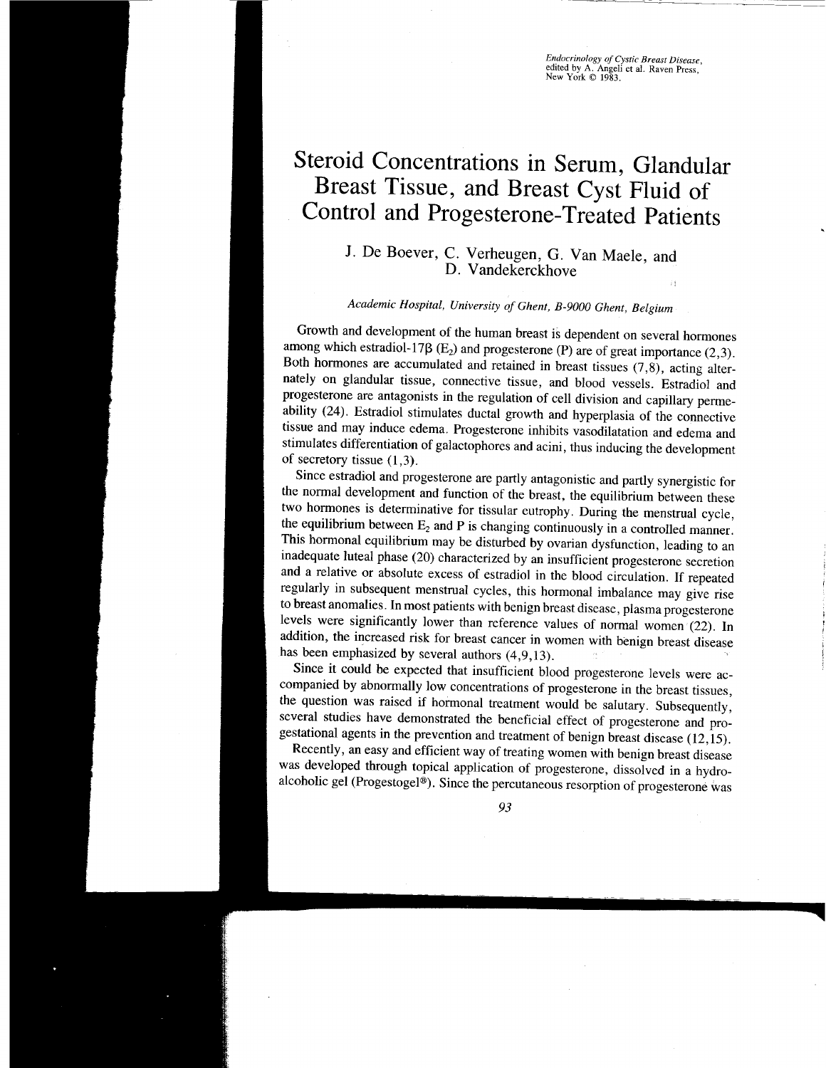*Endocrinology of Cystic Breast Disease*, edited by A. Angeli et al. Raven Press, New York © 1983.

# Steroid Concentrations in Serum, Glandular Breast Tissue, and Breast Cyst Fluid of Control and Progesterone-Treated Patients

## J. De Boever, C. Verheugen, G. Van Maele, and D. Vandekerckhove

*Academic Hospital, University of Ghent, B-9000 Ghent, Belgium*

Growth and development of the human breast is dependent on several hormones among which estradiol-17β ($E_2$) and progesterone (P) are of great importance (2,3). Both hormones are accumulated and retained in breast tissues (7,8), acting alternately on glandular tissue, connective tissue, and blood vessels. Estradiol and progesterone are antagonists in the regulation of cell division and capillary permeability (24). Estradiol stimulates ductal growth and hyperplasia of the connective tissue and may induce edema. Progesterone inhibits vasodilatation and edema and stimulates differentiation of galactophores and acini, thus inducing the development of secretory tissue (1,3).

Since estradiol and progesterone are partly antagonistic and partly synergistic for the normal development and function of the breast, the equilibrium between these two hormones is determinative for tissular eutrophy. During the menstrual cycle, the equilibrium between $E_2$ and P is changing continuously in a controlled manner. This hormonal equilibrium may be disturbed by ovarian dysfunction, leading to an inadequate luteal phase (20) characterized by an insufficient progesterone secretion and a relative or absolute excess of estradiol in the blood circulation. If repeated regularly in subsequent menstrual cycles, this hormonal imbalance may give rise to breast anomalies. In most patients with benign breast disease, plasma progesterone levels were significantly lower than reference values of normal women (22). In addition, the increased risk for breast cancer in women with benign breast disease has been emphasized by several authors (4,9,13).

Since it could be expected that insufficient blood progesterone levels were accompanied by abnormally low concentrations of progesterone in the breast tissues, the question was raised if hormonal treatment would be salutary. Subsequently, several studies have demonstrated the beneficial effect of progesterone and progestational agents in the prevention and treatment of benign breast disease (12,15).

Recently, an easy and efficient way of treating women with benign breast disease was developed through topical application of progesterone, dissolved in a hydroalcoholic gel (Progestogel®). Since the percutaneous resorption of progesterone was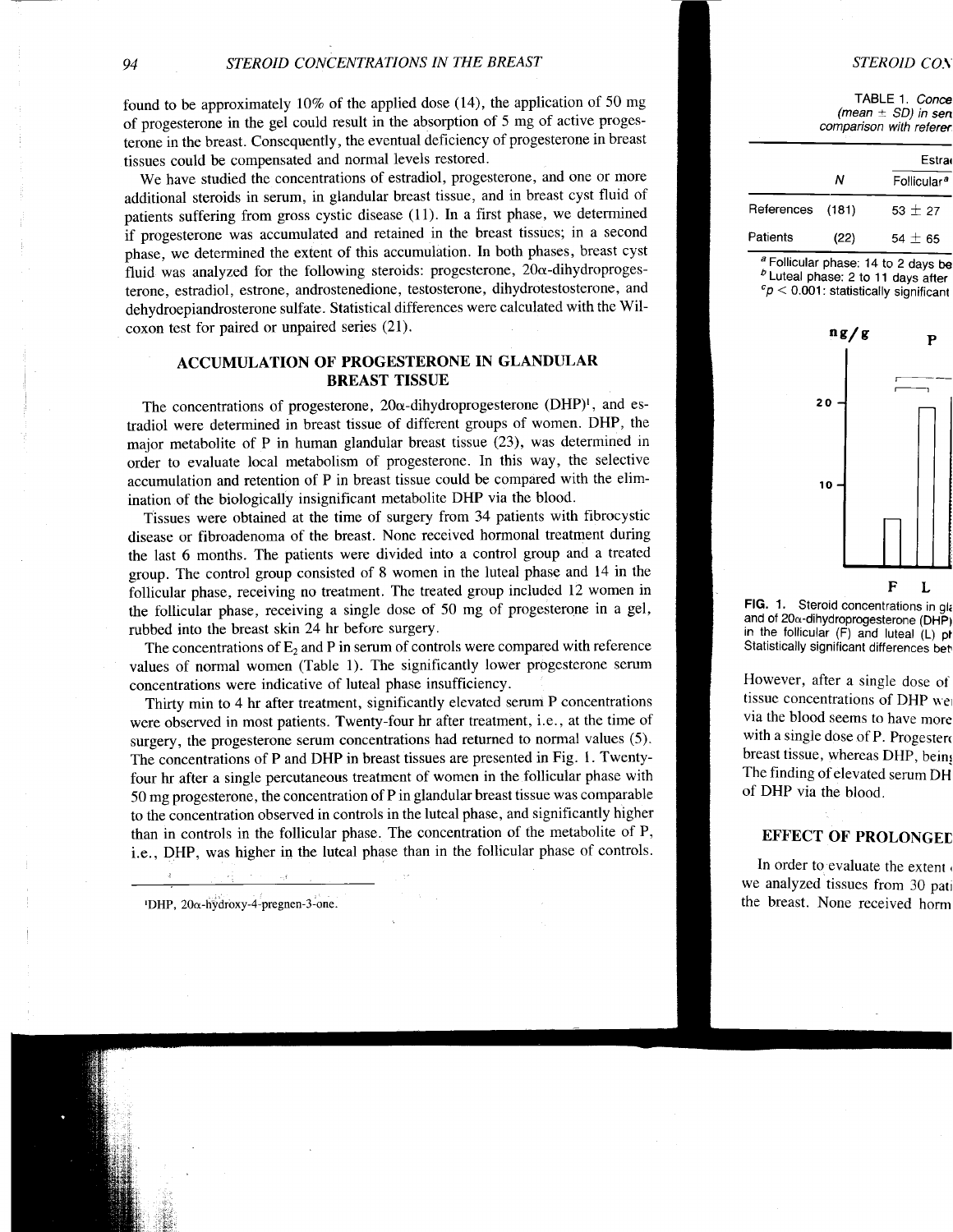found to be approximately 10% of the applied dose (14), the application of 50 mg of progesterone in the gel could result in the absorption of 5 mg of active progesterone in the breast. Consequently, the eventual deficiency of progesterone in breast tissues could be compensated and normal levels restored.

We have studied the concentrations of estradiol, progesterone, and one or more additional steroids in serum, in glandular breast tissue, and in breast cyst fluid of patients suffering from gross cystic disease (11). In a first phase, we determined if progesterone was accumulated and retained in the breast tissues; in a second phase, we determined the extent of this accumulation. In both phases, breast cyst fluid was analyzed for the following steroids: progesterone, 20α-dihydroprogesterone, estradiol, estrone, androstenedione, testosterone, dihydrotestosterone, and dehydroepiandrosterone sulfate. Statistical differences were calculated with the Wilcoxon test for paired or unpaired series (21).

## ACCUMULATION OF PROGESTERONE IN GLANDULAR BREAST TISSUE

The concentrations of progesterone, 20α-dihydroprogesterone (DHP)[1], and estradiol were determined in breast tissue of different groups of women. DHP, the major metabolite of P in human glandular breast tissue (23), was determined in order to evaluate local metabolism of progesterone. In this way, the selective accumulation and retention of P in breast tissue could be compared with the elimination of the biologically insignificant metabolite DHP via the blood.

Tissues were obtained at the time of surgery from 34 patients with fibrocystic disease or fibroadenoma of the breast. None received hormonal treatment during the last 6 months. The patients were divided into a control group and a treated group. The control group consisted of 8 women in the luteal phase and 14 in the follicular phase, receiving no treatment. The treated group included 12 women in the follicular phase, receiving a single dose of 50 mg of progesterone in a gel, rubbed into the breast skin 24 hr before surgery.

The concentrations of $E_2$ and P in serum of controls were compared with reference values of normal women (Table 1). The significantly lower progesterone serum concentrations were indicative of luteal phase insufficiency.

Thirty min to 4 hr after treatment, significantly elevated serum P concentrations were observed in most patients. Twenty-four hr after treatment, i.e., at the time of surgery, the progesterone serum concentrations had returned to normal values (5). The concentrations of P and DHP in breast tissues are presented in Fig. 1. Twenty-four hr after a single percutaneous treatment of women in the follicular phase with 50 mg progesterone, the concentration of P in glandular breast tissue was comparable to the concentration observed in controls in the luteal phase, and significantly higher than in controls in the follicular phase. The concentration of the metabolite of P, i.e., DHP, was higher in the luteal phase than in the follicular phase of controls.

[1]DHP, 20α-hydroxy-4-pregnen-3-one.

TABLE 1. Conce... (mean ± SD) in ser... comparison with referer...

| | N | Estra... Follicular[a] |
|---|---|---|
| References | (181) | 53 ± 27 |
| Patients | (22) | 54 ± 65 |

[a] Follicular phase: 14 to 2 days be...
[b] Luteal phase: 2 to 11 days after...
[c] $p < 0.001$: statistically significant...

FIG. 1. Steroid concentrations in gla... and of 20α-dihydroprogesterone (DHP)... in the follicular (F) and luteal (L) ph... Statistically significant differences bet...

However, after a single dose of... tissue concentrations of DHP we... via the blood seems to have more... with a single dose of P. Progester... breast tissue, whereas DHP, bein... The finding of elevated serum DH... of DHP via the blood.

## EFFECT OF PROLONGED...

In order to evaluate the extent... we analyzed tissues from 30 pati... the breast. None received horm...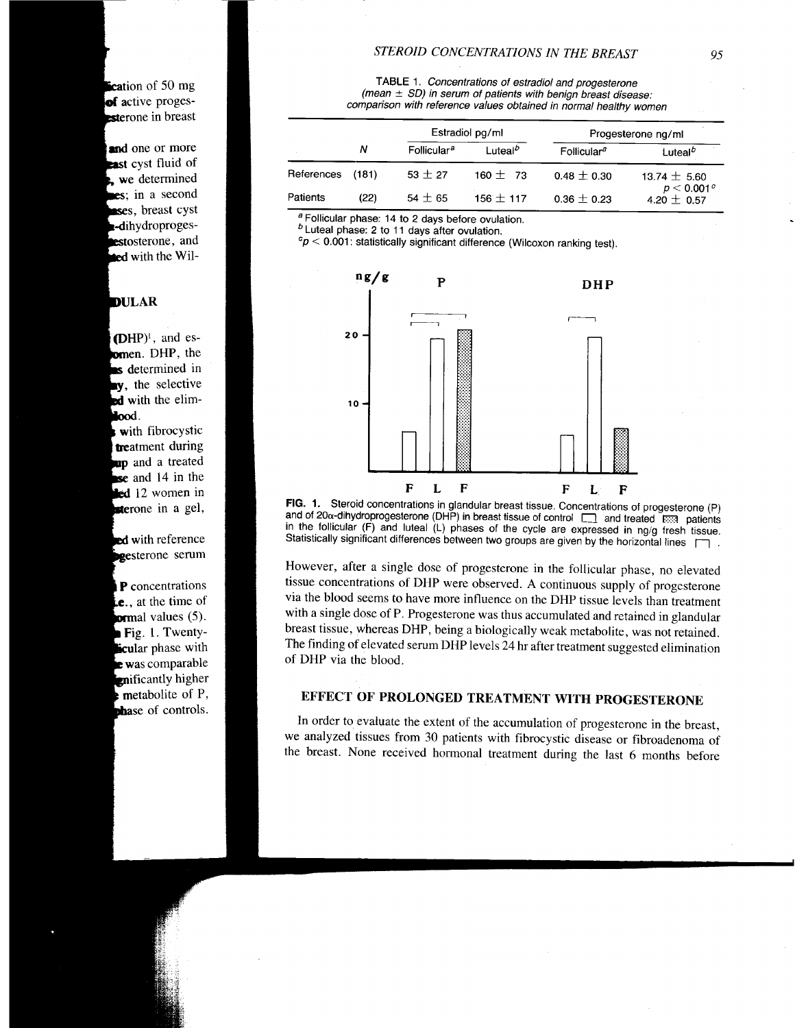TABLE 1. *Concentrations of estradiol and progesterone (mean ± SD) in serum of patients with benign breast disease: comparison with reference values obtained in normal healthy women*

| | N | Estradiol pg/ml | | Progesterone ng/ml | |
|---|---|---|---|---|---|
| | | Follicular[a] | Luteal[b] | Follicular[a] | Luteal[b] |
| References | (181) | 53 ± 27 | 160 ± 73 | 0.48 ± 0.30 | 13.74 ± 5.60 $p < 0.001$[c] |
| Patients | (22) | 54 ± 65 | 156 ± 117 | 0.36 ± 0.23 | 4.20 ± 0.57 |

[a] Follicular phase: 14 to 2 days before ovulation.
[b] Luteal phase: 2 to 11 days after ovulation.
[c] $p < 0.001$: statistically significant difference (Wilcoxon ranking test).

**FIG. 1.** Steroid concentrations in glandular breast tissue. Concentrations of progesterone (P) and of 20α-dihydroprogesterone (DHP) in breast tissue of control □ and treated ▩ patients in the follicular (F) and luteal (L) phases of the cycle are expressed in ng/g fresh tissue. Statistically significant differences between two groups are given by the horizontal lines ┌┐.

However, after a single dose of progesterone in the follicular phase, no elevated tissue concentrations of DHP were observed. A continuous supply of progesterone via the blood seems to have more influence on the DHP tissue levels than treatment with a single dose of P. Progesterone was thus accumulated and retained in glandular breast tissue, whereas DHP, being a biologically weak metabolite, was not retained. The finding of elevated serum DHP levels 24 hr after treatment suggested elimination of DHP via the blood.

## EFFECT OF PROLONGED TREATMENT WITH PROGESTERONE

In order to evaluate the extent of the accumulation of progesterone in the breast, we analyzed tissues from 30 patients with fibrocystic disease or fibroadenoma of the breast. None received hormonal treatment during the last 6 months before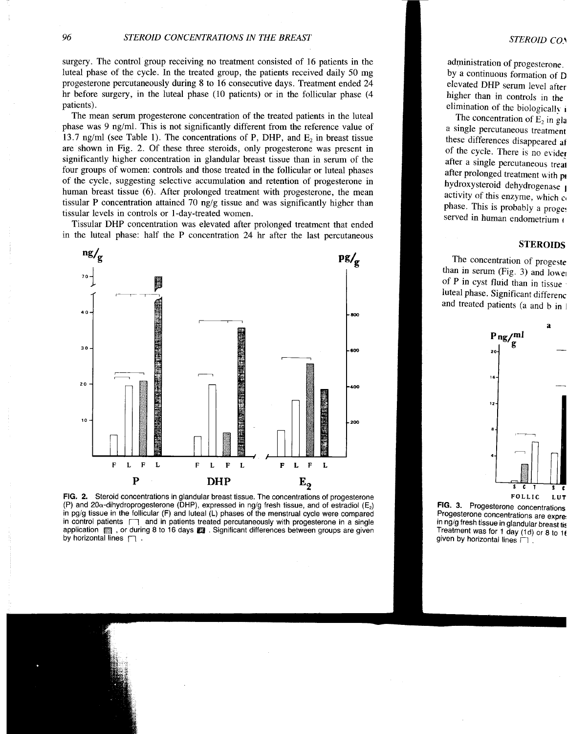surgery. The control group receiving no treatment consisted of 16 patients in the luteal phase of the cycle. In the treated group, the patients received daily 50 mg progesterone percutaneously during 8 to 16 consecutive days. Treatment ended 24 hr before surgery, in the luteal phase (10 patients) or in the follicular phase (4 patients).

The mean serum progesterone concentration of the treated patients in the luteal phase was 9 ng/ml. This is not significantly different from the reference value of 13.7 ng/ml (see Table 1). The concentrations of P, DHP, and $E_2$ in breast tissue are shown in Fig. 2. Of these three steroids, only progesterone was present in significantly higher concentration in glandular breast tissue than in serum of the four groups of women: controls and those treated in the follicular or luteal phases of the cycle, suggesting selective accumulation and retention of progesterone in human breast tissue (6). After prolonged treatment with progesterone, the mean tissular P concentration attained 70 ng/g tissue and was significantly higher than tissular levels in controls or 1-day-treated women.

Tissular DHP concentration was elevated after prolonged treatment that ended in the luteal phase: half the P concentration 24 hr after the last percutaneous

FIG. 2. Steroid concentrations in glandular breast tissue. The concentrations of progesterone (P) and 20α-dihydroprogesterone (DHP), expressed in ng/g fresh tissue, and of estradiol ($E_2$) in pg/g tissue in the follicular (F) and luteal (L) phases of the menstrual cycle were compared in control patients ┌┐ and in patients treated percutaneously with progesterone in a single application ▒, or during 8 to 16 days ▓. Significant differences between groups are given by horizontal lines ┌┐.

administration of progesterone. by a continuous formation of D elevated DHP serum level after higher than in controls in the elimination of the biologically i

The concentration of $E_2$ in gla a single percutaneous treatment these differences disappeared af of the cycle. There is no evider after a single percutaneous treat after prolonged treatment with pr hydroxysteroid dehydrogenase activity of this enzyme, which c phase. This is probably a proge served in human endometrium (

## STEROIDS

The concentration of progeste than in serum (Fig. 3) and lowe of P in cyst fluid than in tissue luteal phase. Significant differenc and treated patients (a and b in

FIG. 3. Progesterone concentrations Progesterone concentrations are expre in ng/g fresh tissue in glandular breast tis Treatment was for 1 day (1d) or 8 to 16 given by horizontal lines ┌┐.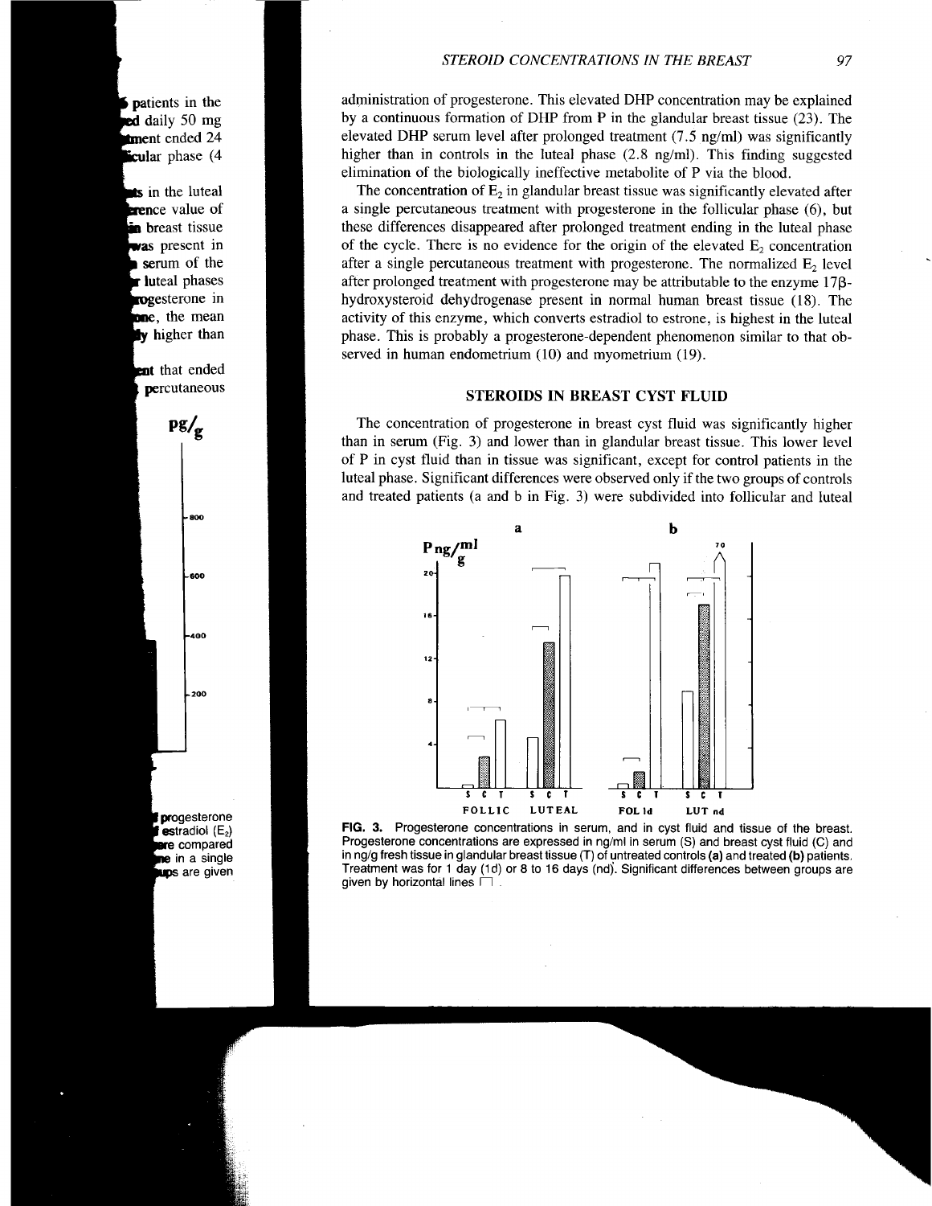administration of progesterone. This elevated DHP concentration may be explained by a continuous formation of DHP from P in the glandular breast tissue (23). The elevated DHP serum level after prolonged treatment (7.5 ng/ml) was significantly higher than in controls in the luteal phase (2.8 ng/ml). This finding suggested elimination of the biologically ineffective metabolite of P via the blood.

The concentration of $E_2$ in glandular breast tissue was significantly elevated after a single percutaneous treatment with progesterone in the follicular phase (6), but these differences disappeared after prolonged treatment ending in the luteal phase of the cycle. There is no evidence for the origin of the elevated $E_2$ concentration after a single percutaneous treatment with progesterone. The normalized $E_2$ level after prolonged treatment with progesterone may be attributable to the enzyme 17β-hydroxysteroid dehydrogenase present in normal human breast tissue (18). The activity of this enzyme, which converts estradiol to estrone, is highest in the luteal phase. This is probably a progesterone-dependent phenomenon similar to that observed in human endometrium (10) and myometrium (19).

## STEROIDS IN BREAST CYST FLUID

The concentration of progesterone in breast cyst fluid was significantly higher than in serum (Fig. 3) and lower than in glandular breast tissue. This lower level of P in cyst fluid than in tissue was significant, except for control patients in the luteal phase. Significant differences were observed only if the two groups of controls and treated patients (a and b in Fig. 3) were subdivided into follicular and luteal

**FIG. 3.** Progesterone concentrations in serum, and in cyst fluid and tissue of the breast. Progesterone concentrations are expressed in ng/ml in serum (S) and breast cyst fluid (C) and in ng/g fresh tissue in glandular breast tissue (T) of untreated controls **(a)** and treated **(b)** patients. Treatment was for 1 day (1d) or 8 to 16 days (nd). Significant differences between groups are given by horizontal lines ⊓.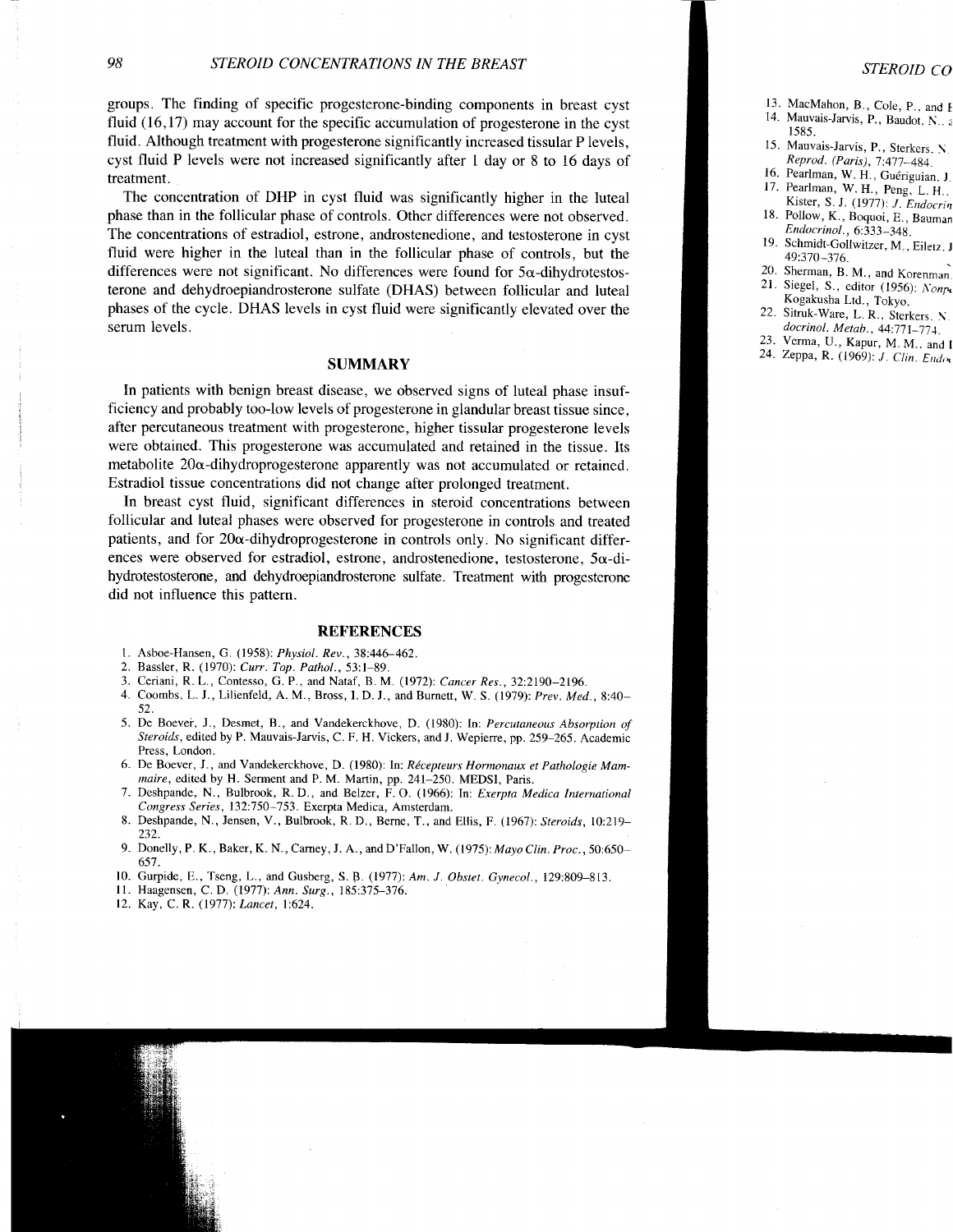groups. The finding of specific progesterone-binding components in breast cyst fluid (16,17) may account for the specific accumulation of progesterone in the cyst fluid. Although treatment with progesterone significantly increased tissular P levels, cyst fluid P levels were not increased significantly after 1 day or 8 to 16 days of treatment.

The concentration of DHP in cyst fluid was significantly higher in the luteal phase than in the follicular phase of controls. Other differences were not observed. The concentrations of estradiol, estrone, androstenedione, and testosterone in cyst fluid were higher in the luteal than in the follicular phase of controls, but the differences were not significant. No differences were found for 5α-dihydrotestosterone and dehydroepiandrosterone sulfate (DHAS) between follicular and luteal phases of the cycle. DHAS levels in cyst fluid were significantly elevated over the serum levels.

## SUMMARY

In patients with benign breast disease, we observed signs of luteal phase insufficiency and probably too-low levels of progesterone in glandular breast tissue since, after percutaneous treatment with progesterone, higher tissular progesterone levels were obtained. This progesterone was accumulated and retained in the tissue. Its metabolite 20α-dihydroprogesterone apparently was not accumulated or retained. Estradiol tissue concentrations did not change after prolonged treatment.

In breast cyst fluid, significant differences in steroid concentrations between follicular and luteal phases were observed for progesterone in controls and treated patients, and for 20α-dihydroprogesterone in controls only. No significant differences were observed for estradiol, estrone, androstenedione, testosterone, 5α-dihydrotestosterone, and dehydroepiandrosterone sulfate. Treatment with progesterone did not influence this pattern.

## REFERENCES

1. Asboe-Hansen, G. (1958): *Physiol. Rev.*, 38:446–462.
2. Bassler, R. (1970): *Curr. Top. Pathol.*, 53:1–89.
3. Ceriani, R. L., Contesso, G. P., and Nataf, B. M. (1972): *Cancer Res.*, 32:2190–2196.
4. Coombs, L. J., Lilienfeld, A. M., Bross, I. D. J., and Burnett, W. S. (1979): *Prev. Med.*, 8:40–52.
5. De Boever, J., Desmet, B., and Vandekerckhove, D. (1980): In: *Percutaneous Absorption of Steroids*, edited by P. Mauvais-Jarvis, C. F. H. Vickers, and J. Wepierre, pp. 259–265. Academic Press, London.
6. De Boever, J., and Vandekerckhove, D. (1980): In: *Récepteurs Hormonaux et Pathologie Mammaire*, edited by H. Serment and P. M. Martin, pp. 241–250. MEDSI, Paris.
7. Deshpande, N., Bulbrook, R. D., and Belzer, F. O. (1966): In: *Exerpta Medica International Congress Series*, 132:750–753. Exerpta Medica, Amsterdam.
8. Deshpande, N., Jensen, V., Bulbrook, R. D., Berne, T., and Ellis, F. (1967): *Steroids*, 10:219–232.
9. Donelly, P. K., Baker, K. N., Carney, J. A., and D'Fallon, W. (1975): *Mayo Clin. Proc.*, 50:650–657.
10. Gurpide, E., Tseng, L., and Gusberg, S. B. (1977): *Am. J. Obstet. Gynecol.*, 129:809–813.
11. Haagensen, C. D. (1977): *Ann. Surg.*, 185:375–376.
12. Kay, C. R. (1977): *Lancet*, 1:624.
13. MacMahon, B., Cole, P., and F
14. Mauvais-Jarvis, P., Baudot, N., a 1585.
15. Mauvais-Jarvis, P., Sterkers, N. *Reprod. (Paris)*, 7:477–484.
16. Pearlman, W. H., Guériguian, J.
17. Pearlman, W. H., Peng, L. H., Kister, S. J. (1977): *J. Endocrin*
18. Pollow, K., Boquoi, E., Bauman *Endocrinol.*, 6:333–348.
19. Schmidt-Gollwitzer, M., Eiletz, J 49:370–376.
20. Sherman, B. M., and Korenman,
21. Siegel, S., editor (1956): *Nonp* Kogakusha Ltd., Tokyo.
22. Sitruk-Ware, L. R., Sterkers, N. *docrinol. Metab.*, 44:771–774.
23. Verma, U., Kapur, M. M., and I
24. Zeppa, R. (1969): *J. Clin. Endo*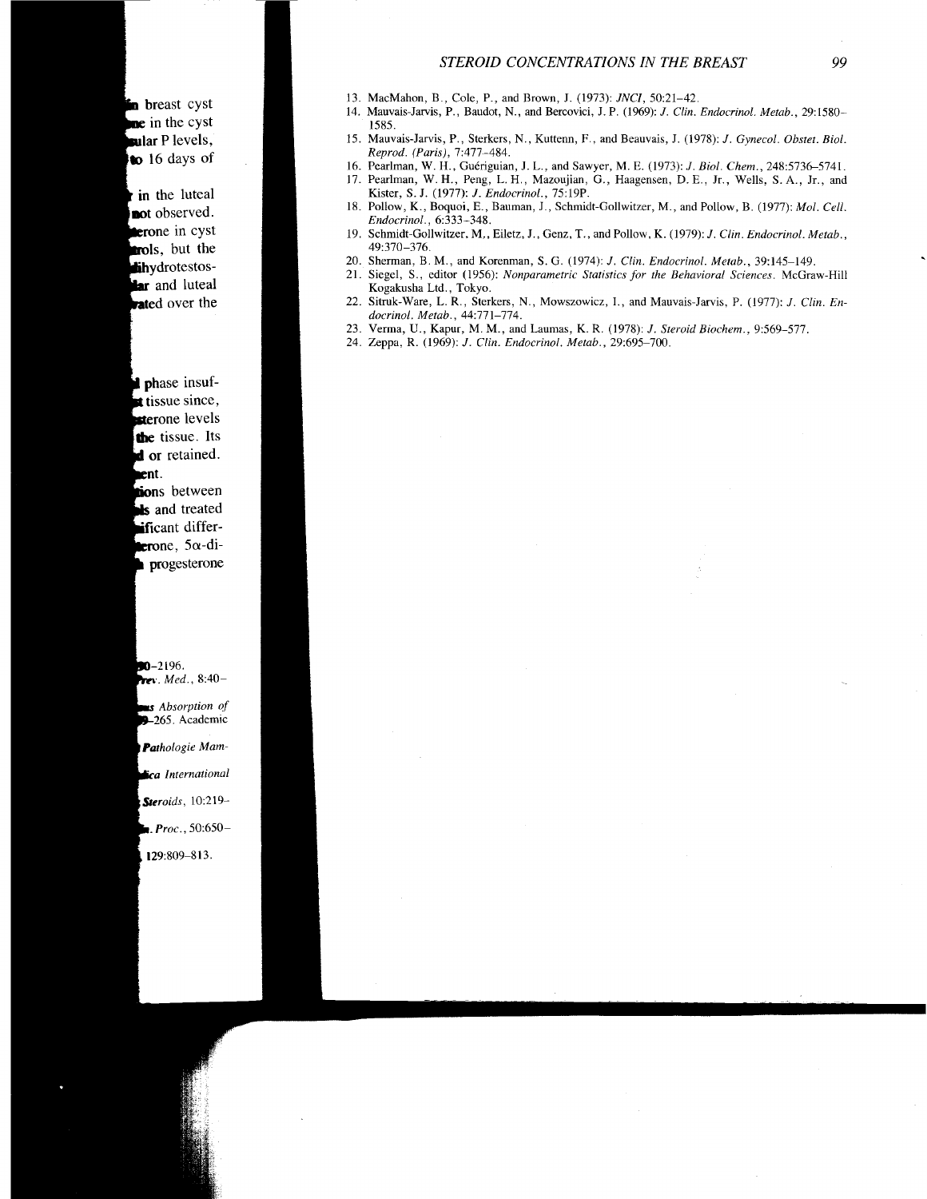13. MacMahon, B., Cole, P., and Brown, J. (1973): *JNCI*, 50:21–42.
14. Mauvais-Jarvis, P., Baudot, N., and Bercovici, J. P. (1969): *J. Clin. Endocrinol. Metab.*, 29:1580–1585.
15. Mauvais-Jarvis, P., Sterkers, N., Kuttenn, F., and Beauvais, J. (1978): *J. Gynecol. Obstet. Biol. Reprod. (Paris)*, 7:477–484.
16. Pearlman, W. H., Guériguian, J. L., and Sawyer, M. E. (1973): *J. Biol. Chem.*, 248:5736–5741.
17. Pearlman, W. H., Peng, L. H., Mazoujian, G., Haagensen, D. E., Jr., Wells, S. A., Jr., and Kister, S. J. (1977): *J. Endocrinol.*, 75:19P.
18. Pollow, K., Boquoi, E., Bauman, J., Schmidt-Gollwitzer, M., and Pollow, B. (1977): *Mol. Cell. Endocrinol.*, 6:333–348.
19. Schmidt-Gollwitzer, M., Eiletz, J., Genz, T., and Pollow, K. (1979): *J. Clin. Endocrinol. Metab.*, 49:370–376.
20. Sherman, B. M., and Korenman, S. G. (1974): *J. Clin. Endocrinol. Metab.*, 39:145–149.
21. Siegel, S., editor (1956): *Nonparametric Statistics for the Behavioral Sciences*. McGraw-Hill Kogakusha Ltd., Tokyo.
22. Sitruk-Ware, L. R., Sterkers, N., Mowszowicz, I., and Mauvais-Jarvis, P. (1977): *J. Clin. Endocrinol. Metab.*, 44:771–774.
23. Verma, U., Kapur, M. M., and Laumas, K. R. (1978): *J. Steroid Biochem.*, 9:569–577.
24. Zeppa, R. (1969): *J. Clin. Endocrinol. Metab.*, 29:695–700.